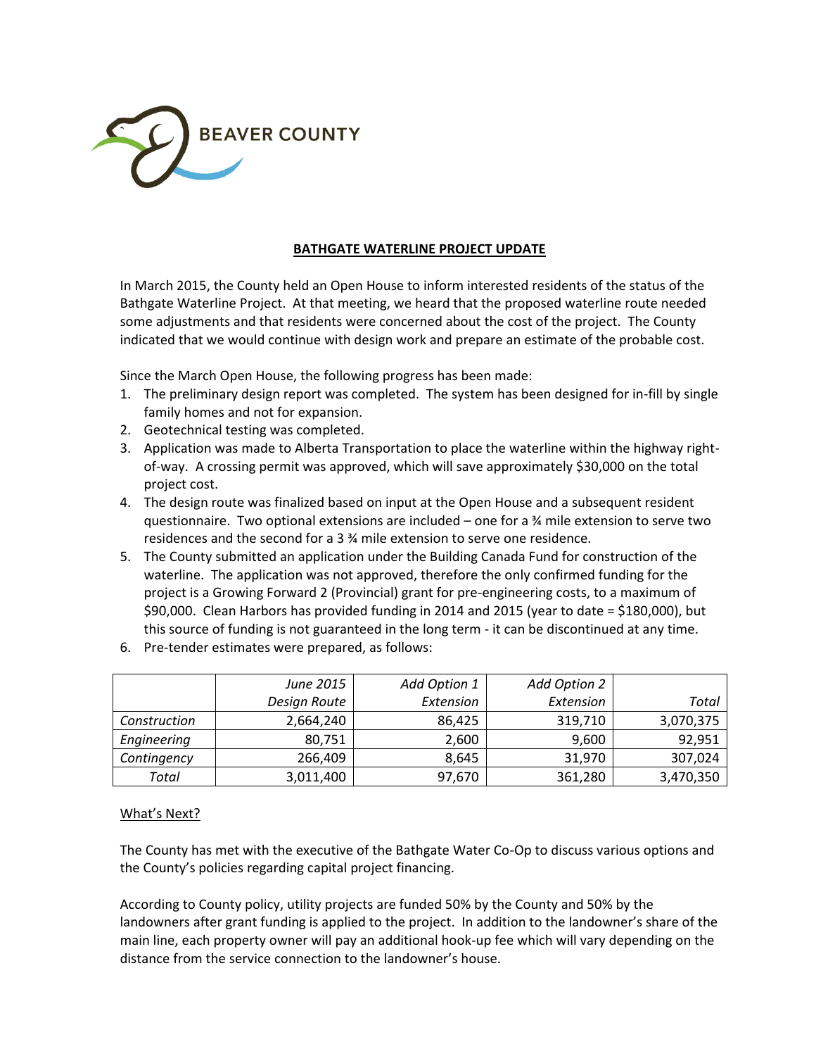BEAVER COUNTY

## BATHGATE WATERLINE PROJECT UPDATE

In March 2015, the County held an Open House to inform interested residents of the status of the Bathgate Waterline Project. At that meeting, we heard that the proposed waterline route needed some adjustments and that residents were concerned about the cost of the project. The County indicated that we would continue with design work and prepare an estimate of the probable cost.

Since the March Open House, the following progress has been made:

1. The preliminary design report was completed. The system has been designed for in-fill by single family homes and not for expansion.
2. Geotechnical testing was completed.
3. Application was made to Alberta Transportation to place the waterline within the highway right-of-way. A crossing permit was approved, which will save approximately $30,000 on the total project cost.
4. The design route was finalized based on input at the Open House and a subsequent resident questionnaire. Two optional extensions are included – one for a ¾ mile extension to serve two residences and the second for a 3 ¾ mile extension to serve one residence.
5. The County submitted an application under the Building Canada Fund for construction of the waterline. The application was not approved, therefore the only confirmed funding for the project is a Growing Forward 2 (Provincial) grant for pre-engineering costs, to a maximum of $90,000. Clean Harbors has provided funding in 2014 and 2015 (year to date = $180,000), but this source of funding is not guaranteed in the long term - it can be discontinued at any time.
6. Pre-tender estimates were prepared, as follows:

| | *June 2015 Design Route* | *Add Option 1 Extension* | *Add Option 2 Extension* | *Total* |
|---|---|---|---|---|
| *Construction* | 2,664,240 | 86,425 | 319,710 | 3,070,375 |
| *Engineering* | 80,751 | 2,600 | 9,600 | 92,951 |
| *Contingency* | 266,409 | 8,645 | 31,970 | 307,024 |
| *Total* | 3,011,400 | 97,670 | 361,280 | 3,470,350 |

<u>What's Next?</u>

The County has met with the executive of the Bathgate Water Co-Op to discuss various options and the County's policies regarding capital project financing.

According to County policy, utility projects are funded 50% by the County and 50% by the landowners after grant funding is applied to the project. In addition to the landowner's share of the main line, each property owner will pay an additional hook-up fee which will vary depending on the distance from the service connection to the landowner's house.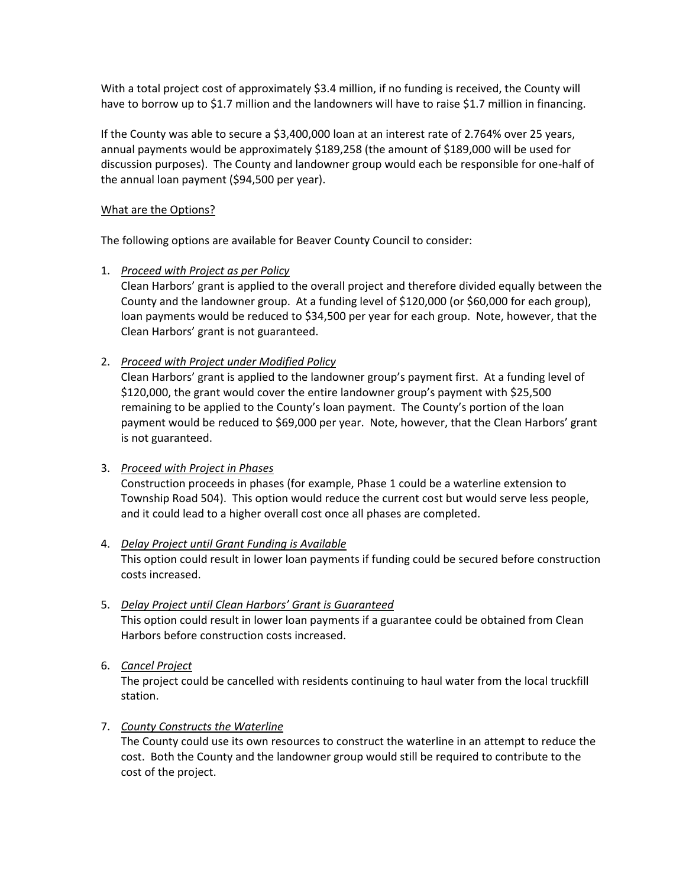With a total project cost of approximately $3.4 million, if no funding is received, the County will have to borrow up to $1.7 million and the landowners will have to raise $1.7 million in financing.

If the County was able to secure a $3,400,000 loan at an interest rate of 2.764% over 25 years, annual payments would be approximately $189,258 (the amount of $189,000 will be used for discussion purposes). The County and landowner group would each be responsible for one-half of the annual loan payment ($94,500 per year).

<u>What are the Options?</u>

The following options are available for Beaver County Council to consider:

1. *<u>Proceed with Project as per Policy</u>*
   Clean Harbors' grant is applied to the overall project and therefore divided equally between the County and the landowner group. At a funding level of $120,000 (or $60,000 for each group), loan payments would be reduced to $34,500 per year for each group. Note, however, that the Clean Harbors' grant is not guaranteed.

2. *<u>Proceed with Project under Modified Policy</u>*
   Clean Harbors' grant is applied to the landowner group's payment first. At a funding level of $120,000, the grant would cover the entire landowner group's payment with $25,500 remaining to be applied to the County's loan payment. The County's portion of the loan payment would be reduced to $69,000 per year. Note, however, that the Clean Harbors' grant is not guaranteed.

3. *<u>Proceed with Project in Phases</u>*
   Construction proceeds in phases (for example, Phase 1 could be a waterline extension to Township Road 504). This option would reduce the current cost but would serve less people, and it could lead to a higher overall cost once all phases are completed.

4. *<u>Delay Project until Grant Funding is Available</u>*
   This option could result in lower loan payments if funding could be secured before construction costs increased.

5. *<u>Delay Project until Clean Harbors' Grant is Guaranteed</u>*
   This option could result in lower loan payments if a guarantee could be obtained from Clean Harbors before construction costs increased.

6. *<u>Cancel Project</u>*
   The project could be cancelled with residents continuing to haul water from the local truckfill station.

7. *<u>County Constructs the Waterline</u>*
   The County could use its own resources to construct the waterline in an attempt to reduce the cost. Both the County and the landowner group would still be required to contribute to the cost of the project.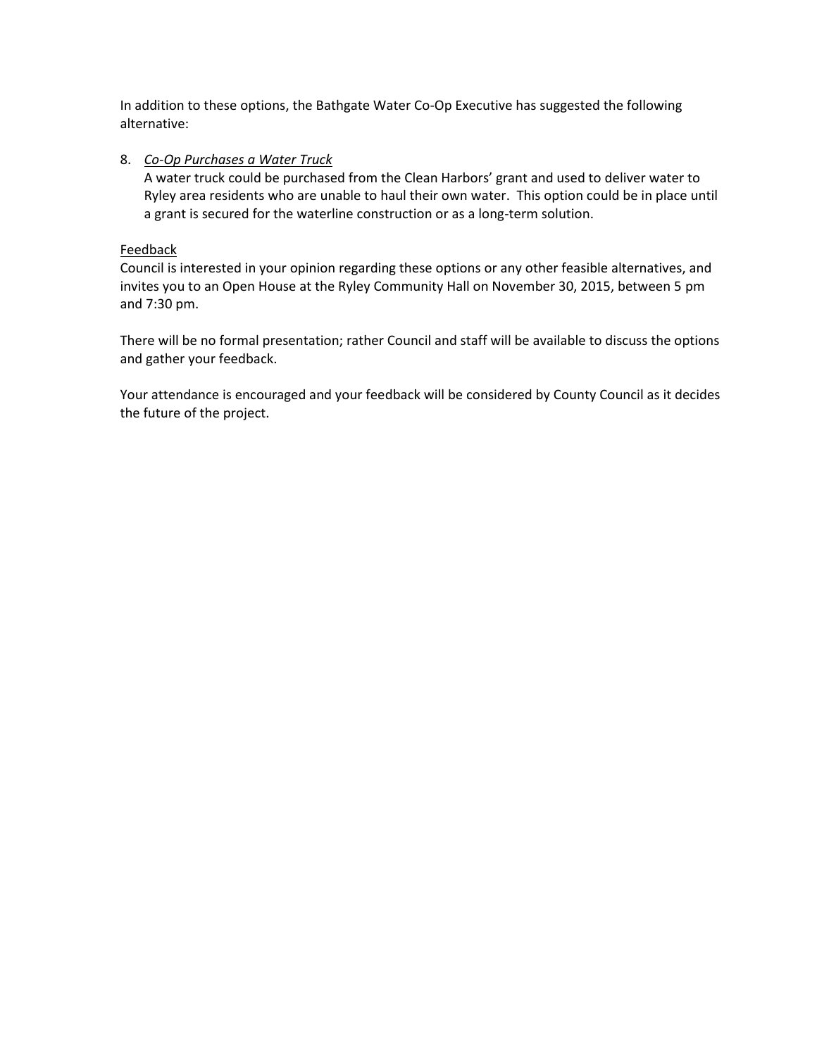In addition to these options, the Bathgate Water Co-Op Executive has suggested the following alternative:

8. *Co-Op Purchases a Water Truck*
   A water truck could be purchased from the Clean Harbors' grant and used to deliver water to Ryley area residents who are unable to haul their own water. This option could be in place until a grant is secured for the waterline construction or as a long-term solution.

Feedback

Council is interested in your opinion regarding these options or any other feasible alternatives, and invites you to an Open House at the Ryley Community Hall on November 30, 2015, between 5 pm and 7:30 pm.

There will be no formal presentation; rather Council and staff will be available to discuss the options and gather your feedback.

Your attendance is encouraged and your feedback will be considered by County Council as it decides the future of the project.